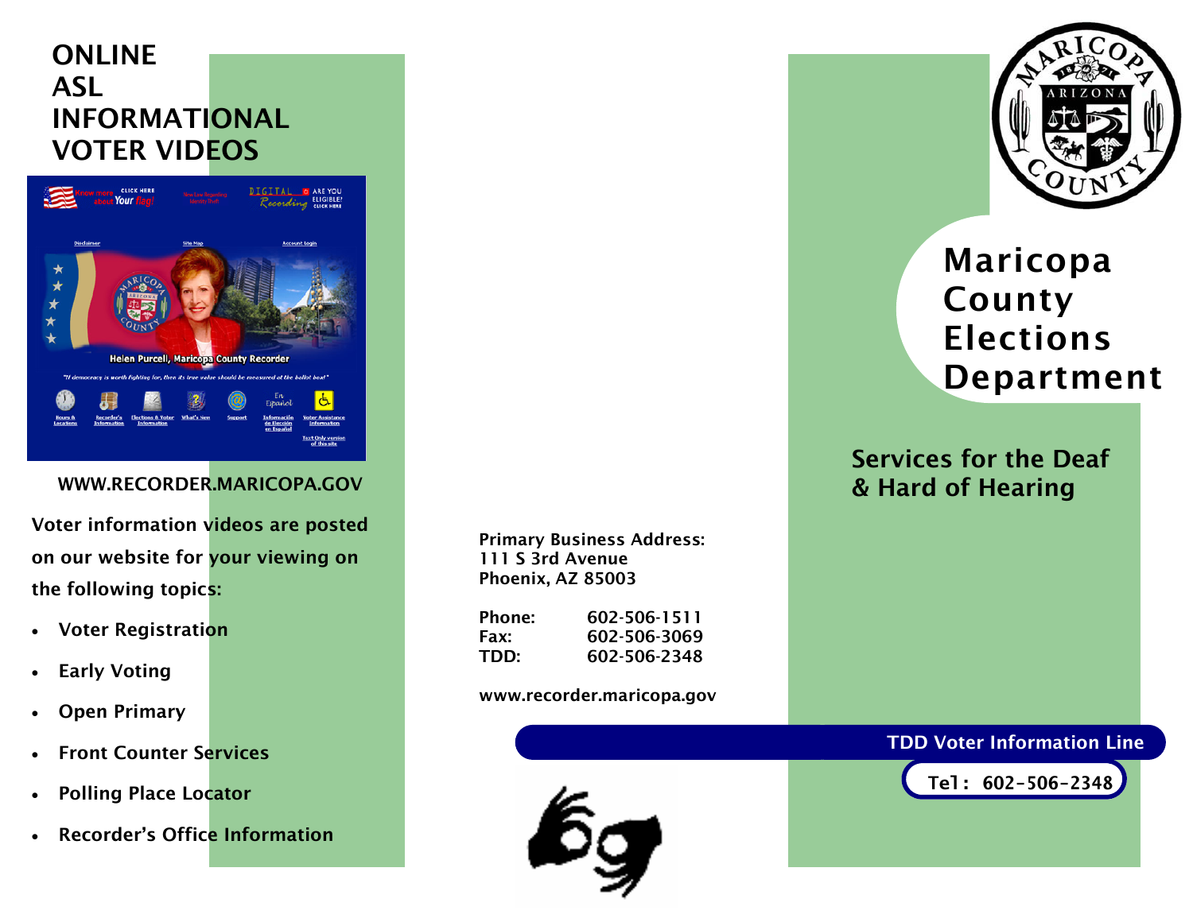# ONLINE ASL INFORMATIONAL VOTER VIDEOS

WWW.RECORDER.MARICOPA.GOV

Voter information videos are posted on our website for your viewing on the following topics:

- Voter Registration
- Early Voting
- Open Primary
- Front Counter Services
- Polling Place Locator
- Recorder's Office Information

**Primary Business Address:**
111 S 3rd Avenue
Phoenix, AZ 85003

| | |
|---|---|
| Phone: | 602-506-1511 |
| Fax: | 602-506-3069 |
| TDD: | 602-506-2348 |

www.recorder.maricopa.gov

# Maricopa County Elections Department

## Services for the Deaf & Hard of Hearing

**TDD Voter Information Line**

**Tel: 602-506-2348**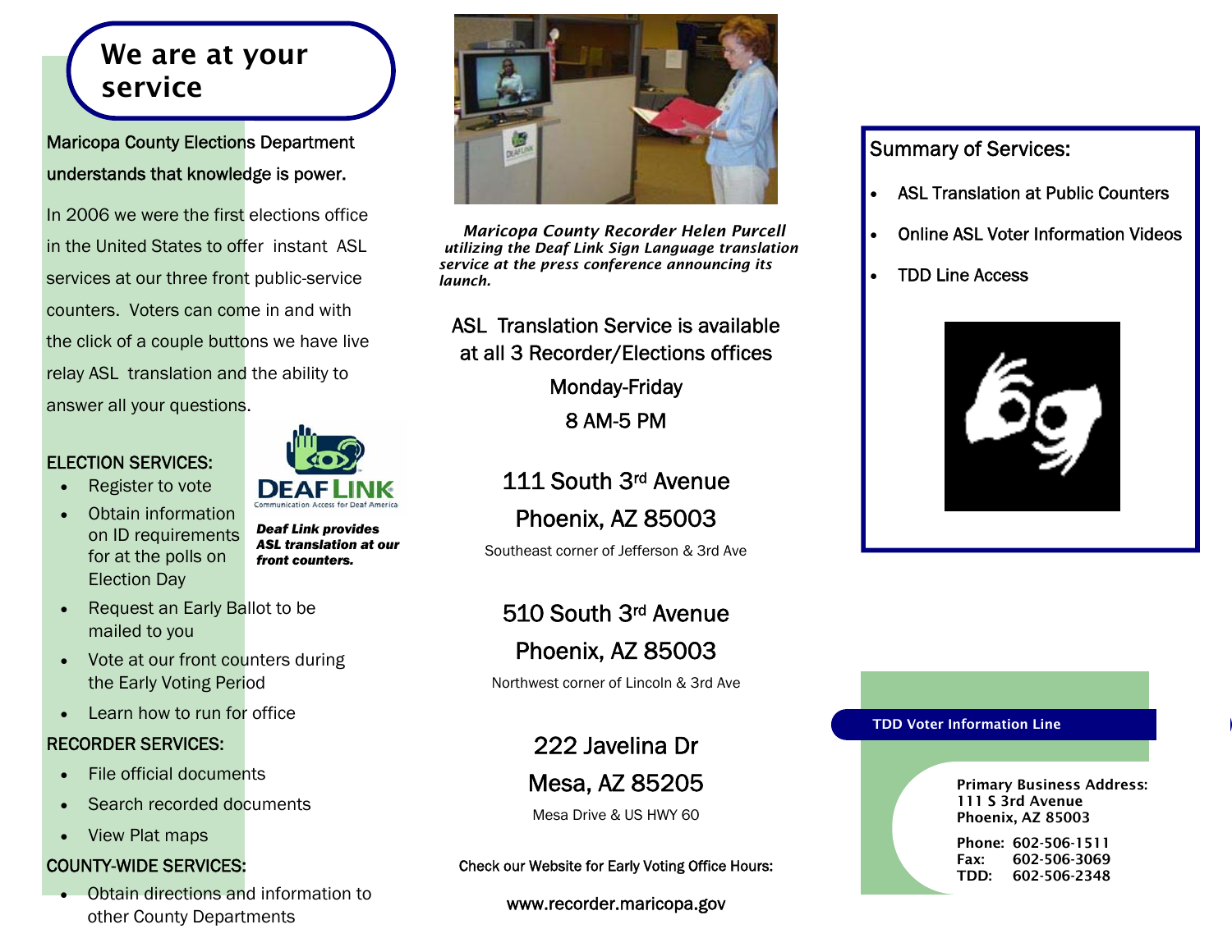# We are at your service

Maricopa County Elections Department understands that knowledge is power.

In 2006 we were the first elections office in the United States to offer instant ASL services at our three front public-service counters. Voters can come in and with the click of a couple buttons we have live relay ASL translation and the ability to answer all your questions.

DEAF LINK
Communication Access for Deaf America

***Deaf Link provides ASL translation at our front counters.***

**ELECTION SERVICES:**

- Register to vote
- Obtain information on ID requirements for the polls on Election Day
- Request an Early Ballot to be mailed to you
- Vote at our front counters during the Early Voting Period
- Learn how to run for office

**RECORDER SERVICES:**

- File official documents
- Search recorded documents
- View Plat maps

**COUNTY-WIDE SERVICES:**

- Obtain directions and information to other County Departments

***Maricopa County Recorder Helen Purcell utilizing the Deaf Link Sign Language translation service at the press conference announcing its launch.***

ASL Translation Service is available at all 3 Recorder/Elections offices

Monday-Friday

8 AM-5 PM

111 South 3rd Avenue
Phoenix, AZ 85003

Southeast corner of Jefferson & 3rd Ave

510 South 3rd Avenue
Phoenix, AZ 85003

Northwest corner of Lincoln & 3rd Ave

222 Javelina Dr
Mesa, AZ 85205

Mesa Drive & US HWY 60

Check our Website for Early Voting Office Hours:

www.recorder.maricopa.gov

## Summary of Services:

- ASL Translation at Public Counters
- Online ASL Voter Information Videos
- TDD Line Access

**TDD Voter Information Line**

**Primary Business Address:**
111 S 3rd Avenue
Phoenix, AZ 85003

Phone: 602-506-1511
Fax: 602-506-3069
TDD: 602-506-2348